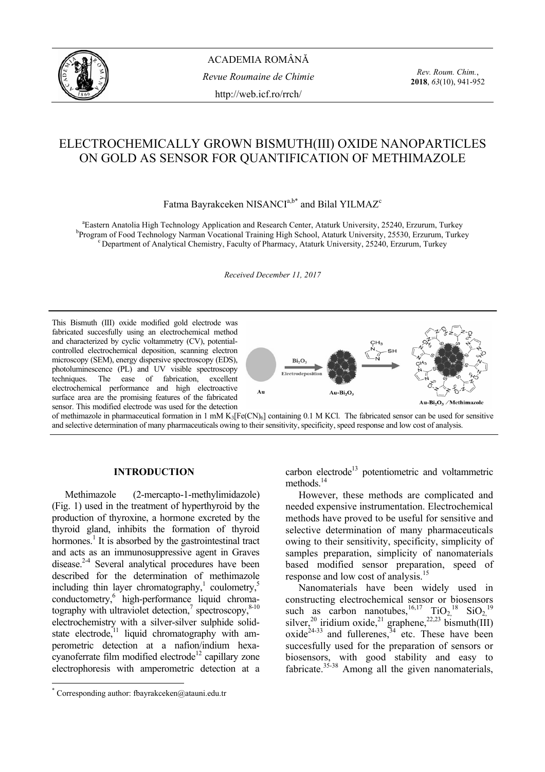ACADEMIA ROMÂNĂ

*Revue Roumaine de Chimie*

http://web.icf.ro/rrch/

# ELECTROCHEMICALLY GROWN BISMUTH(III) OXIDE NANOPARTICLES ON GOLD AS SENSOR FOR QUANTIFICATION OF METHIMAZOLE

Fatma Bayrakceken NISANCI[a,b*] and Bilal YILMAZ[c]

[a]Eastern Anatolia High Technology Application and Research Center, Ataturk University, 25240, Erzurum, Turkey
[b]Program of Food Technology Narman Vocational Training High School, Ataturk University, 25530, Erzurum, Turkey
[c]Department of Analytical Chemistry, Faculty of Pharmacy, Ataturk University, 25240, Erzurum, Turkey

*Received December 11, 2017*

This Bismuth (III) oxide modified gold electrode was fabricated succesfully using an electrochemical method and characterized by cyclic voltammetry (CV), potential-controlled electrochemical deposition, scanning electron microscopy (SEM), energy dispersive spectroscopy (EDS), photoluminescence (PL) and UV visible spectroscopy techniques. The ease of fabrication, excellent electrochemical performance and high electroactive surface area are the promising features of the fabricated sensor. This modified electrode was used for the detection of methimazole in pharmaceutical formation in 1 mM $K_3[Fe(CN)_6]$ containing 0.1 M KCl. The fabricated sensor can be used for sensitive and selective determination of many pharmaceuticals owing to their sensitivity, specificity, speed response and low cost of analysis.

Au

$Bi_2O_3$

Electrodeposition

$Au$-$Bi_2O_3$

$Au$-$Bi_2O_3$ /Methimazole

## INTRODUCTION

Methimazole (2-mercapto-1-methylimidazole) (Fig. 1) used in the treatment of hyperthyroid by the production of thyroxine, a hormone excreted by the thyroid gland, inhibits the formation of thyroid hormones.[1] It is absorbed by the gastrointestinal tract and acts as an immunosuppressive agent in Graves disease.[2-4] Several analytical procedures have been described for the determination of methimazole including thin layer chromatography,[1] coulometry,[5] conductometry,[6] high-performance liquid chromatography with ultraviolet detection,[7] spectroscopy,[8-10] electrochemistry with a silver-silver sulphide solid-state electrode,[11] liquid chromatography with amperometric detection at a nafion/indium hexacyanoferrate film modified electrode[12] capillary zone electrophoresis with amperometric detection at a carbon electrode[13] potentiometric and voltammetric methods.[14]

However, these methods are complicated and needed expensive instrumentation. Electrochemical methods have proved to be useful for sensitive and selective determination of many pharmaceuticals owing to their sensitivity, specificity, simplicity of samples preparation, simplicity of nanomaterials based modified sensor preparation, speed of response and low cost of analysis.[15]

Nanomaterials have been widely used in constructing electrochemical sensor or biosensors such as carbon nanotubes,[16,17] $TiO_2$,[18] $SiO_2$,[19] silver,[20] iridium oxide,[21] graphene,[22,23] bismuth(III) oxide[24-33] and fullerenes,[34] etc. These have been succesfully used for the preparation of sensors or biosensors, with good stability and easy to fabricate.[35-38] Among all the given nanomaterials,

* Corresponding author: fbayrakceken@atauni.edu.tr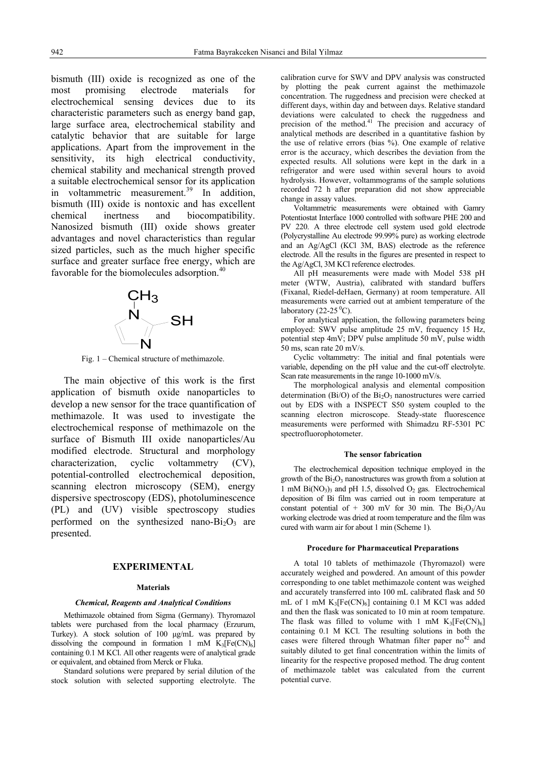bismuth (III) oxide is recognized as one of the most promising electrode materials for electrochemical sensing devices due to its characteristic parameters such as energy band gap, large surface area, electrochemical stability and catalytic behavior that are suitable for large applications. Apart from the improvement in the sensitivity, its high electrical conductivity, chemical stability and mechanical strength proved a suitable electrochemical sensor for its application in voltammetric measurement.[39] In addition, bismuth (III) oxide is nontoxic and has excellent chemical inertness and biocompatibility. Nanosized bismuth (III) oxide shows greater advantages and novel characteristics than regular sized particles, such as the much higher specific surface and greater surface free energy, which are favorable for the biomolecules adsorption.[40]

CH3
N
SH
N

Fig. 1 – Chemical structure of methimazole.

The main objective of this work is the first application of bismuth oxide nanoparticles to develop a new sensor for the trace quantification of methimazole. It was used to investigate the electrochemical response of methimazole on the surface of Bismuth III oxide nanoparticles/Au modified electrode. Structural and morphology characterization, cyclic voltammetry (CV), potential-controlled electrochemical deposition, scanning electron microscopy (SEM), energy dispersive spectroscopy (EDS), photoluminescence (PL) and (UV) visible spectroscopy studies performed on the synthesized nano-$Bi_2O_3$ are presented.

## EXPERIMENTAL

### Materials

#### *Chemical, Reagents and Analytical Conditions*

Methimazole obtained from Sigma (Germany). Thyromazol tablets were purchased from the local pharmacy (Erzurum, Turkey). A stock solution of 100 µg/mL was prepared by dissolving the compound in formation 1 mM $K_3[Fe(CN)_6]$ containing 0.1 M KCl. All other reagents were of analytical grade or equivalent, and obtained from Merck or Fluka.

Standard solutions were prepared by serial dilution of the stock solution with selected supporting electrolyte. The calibration curve for SWV and DPV analysis was constructed by plotting the peak current against the methimazole concentration. The ruggedness and precision were checked at different days, within day and between days. Relative standard deviations were calculated to check the ruggedness and precision of the method.[41] The precision and accuracy of analytical methods are described in a quantitative fashion by the use of relative errors (bias %). One example of relative error is the accuracy, which describes the deviation from the expected results. All solutions were kept in the dark in a refrigerator and were used within several hours to avoid hydrolysis. However, voltammograms of the sample solutions recorded 72 h after preparation did not show appreciable change in assay values.

Voltammetric measurements were obtained with Gamry Potentiostat Interface 1000 controlled with software PHE 200 and PV 220. A three electrode cell system used gold electrode (Polycrystalline Au electrode 99.99% pure) as working electrode and an Ag/AgCl (KCl 3M, BAS) electrode as the reference electrode. All the results in the figures are presented in respect to the Ag/AgCl, 3M KCl reference electrodes.

All pH measurements were made with Model 538 pH meter (WTW, Austria), calibrated with standard buffers (Fixanal, Riedel-deHaen, Germany) at room temperature. All measurements were carried out at ambient temperature of the laboratory (22-25 $^0$C).

For analytical application, the following parameters being employed: SWV pulse amplitude 25 mV, frequency 15 Hz, potential step 4mV; DPV pulse amplitude 50 mV, pulse width 50 ms, scan rate 20 mV/s.

Cyclic voltammetry: The initial and final potentials were variable, depending on the pH value and the cut-off electrolyte. Scan rate measurements in the range 10-1000 mV/s.

The morphological analysis and elemental composition determination (Bi/O) of the $Bi_2O_3$ nanostructures were carried out by EDS with a INSPECT S50 system coupled to the scanning electron microscope. Steady-state fluorescence measurements were performed with Shimadzu RF-5301 PC spectrofluorophotometer.

### The sensor fabrication

The electrochemical deposition technique employed in the growth of the $Bi_2O_3$ nanostructures was growth from a solution at 1 mM $Bi(NO_3)_3$ and pH 1.5, dissolved $O_2$ gas. Electrochemical deposition of Bi film was carried out in room temperature at constant potential of + 300 mV for 30 min. The $Bi_2O_3$/Au working electrode was dried at room temperature and the film was cured with warm air for about 1 min (Scheme 1).

### Procedure for Pharmaceutical Preparations

A total 10 tablets of methimazole (Thyromazol) were accurately weighed and powdered. An amount of this powder corresponding to one tablet methimazole content was weighed and accurately transferred into 100 mL calibrated flask and 50 mL of 1 mM $K_3[Fe(CN)_6]$ containing 0.1 M KCl was added and then the flask was sonicated to 10 min at room tempature. The flask was filled to volume with 1 mM $K_3[Fe(CN)_6]$ containing 0.1 M KCl. The resulting solutions in both the cases were filtered through Whatman filter paper no[42] and suitably diluted to get final concentration within the limits of linearity for the respective proposed method. The drug content of methimazole tablet was calculated from the current potential curve.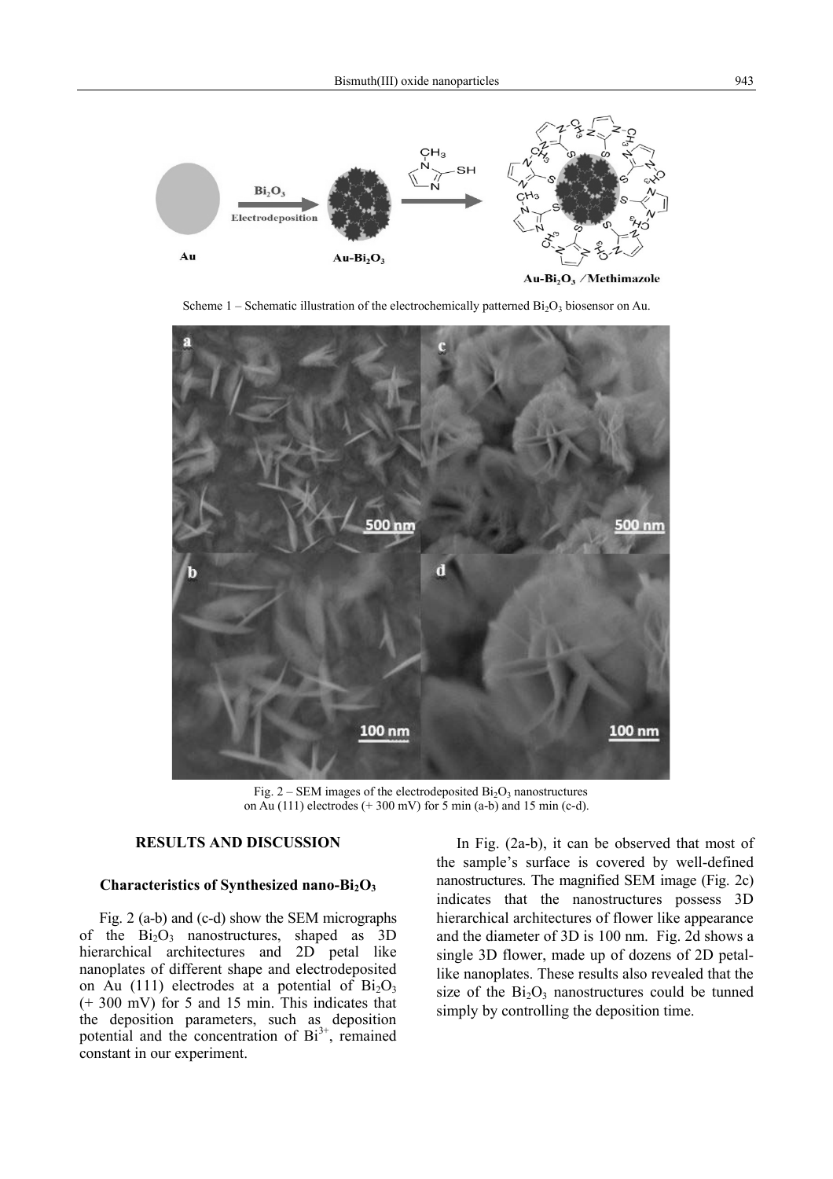Scheme 1 – Schematic illustration of the electrochemically patterned $Bi_2O_3$ biosensor on Au.

Fig. 2 – SEM images of the electrodeposited $Bi_2O_3$ nanostructures on Au (111) electrodes (+ 300 mV) for 5 min (a-b) and 15 min (c-d).

## RESULTS AND DISCUSSION

### Characteristics of Synthesized nano-$Bi_2O_3$

Fig. 2 (a-b) and (c-d) show the SEM micrographs of the $Bi_2O_3$ nanostructures, shaped as 3D hierarchical architectures and 2D petal like nanoplates of different shape and electrodeposited on Au (111) electrodes at a potential of $Bi_2O_3$ (+ 300 mV) for 5 and 15 min. This indicates that the deposition parameters, such as deposition potential and the concentration of $Bi^{3+}$, remained constant in our experiment.

In Fig. (2a-b), it can be observed that most of the sample's surface is covered by well-defined nanostructures. The magnified SEM image (Fig. 2c) indicates that the nanostructures possess 3D hierarchical architectures of flower like appearance and the diameter of 3D is 100 nm. Fig. 2d shows a single 3D flower, made up of dozens of 2D petal-like nanoplates. These results also revealed that the size of the $Bi_2O_3$ nanostructures could be tunned simply by controlling the deposition time.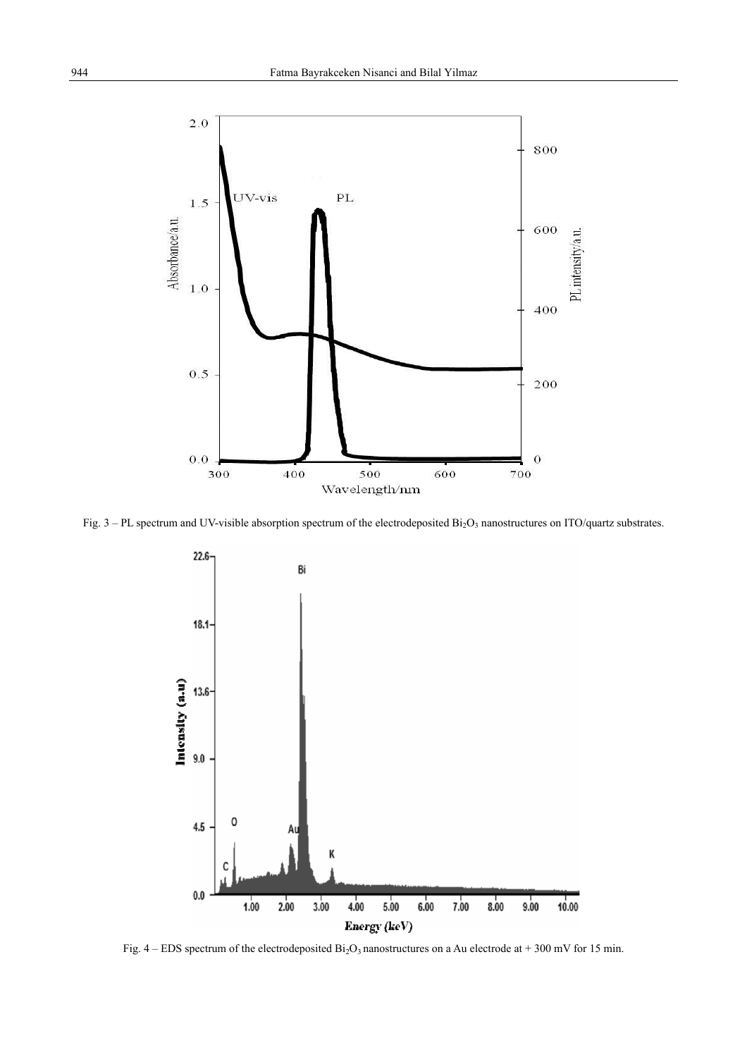2.0

1.5

1.0

0.5

0.0

Absorbance/a.u.

UV-vis

PL

800

600

400

200

0

PL intensity/a.u.

300

400

500

600

700

Wavelength/nm

Fig. 3 – PL spectrum and UV-visible absorption spectrum of the electrodeposited $Bi_2O_3$ nanostructures on ITO/quartz substrates.

22.6

18.1

13.6

9.0

4.5

0.0

Intensity (a.u)

Bi

O

Au

C

K

1.00

2.00

3.00

4.00

5.00

6.00

7.00

8.00

9.00

10.00

Energy (keV)

Fig. 4 – EDS spectrum of the electrodeposited $Bi_2O_3$ nanostructures on a Au electrode at + 300 mV for 15 min.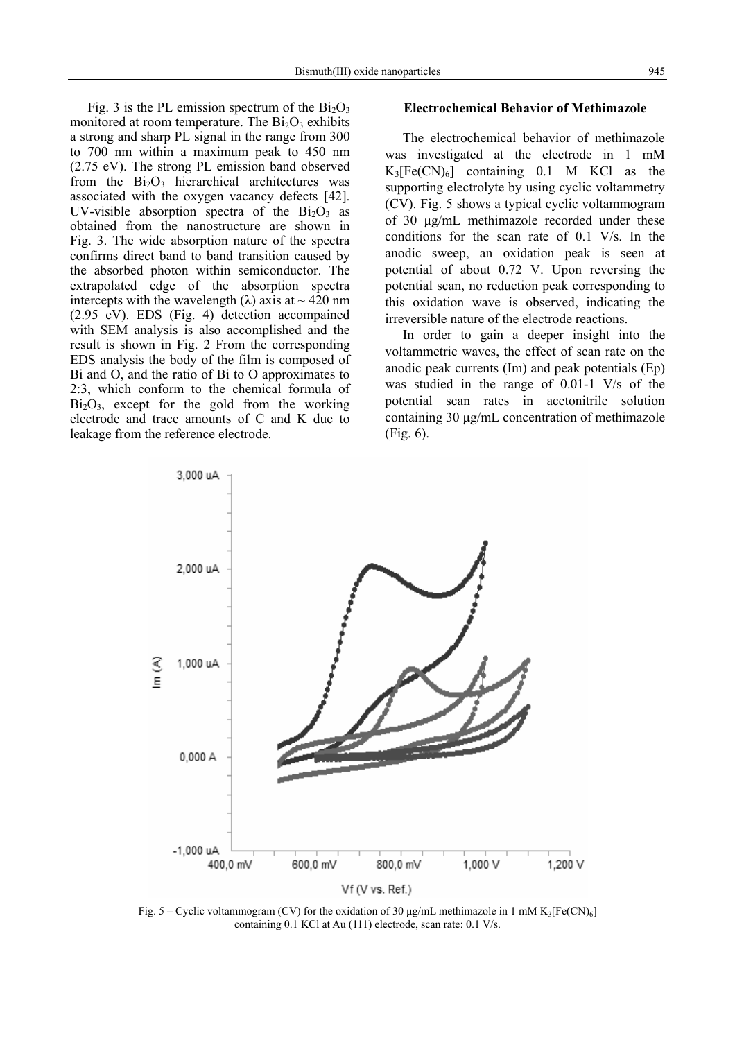Fig. 3 is the PL emission spectrum of the $Bi_2O_3$ monitored at room temperature. The $Bi_2O_3$ exhibits a strong and sharp PL signal in the range from 300 to 700 nm within a maximum peak to 450 nm (2.75 eV). The strong PL emission band observed from the $Bi_2O_3$ hierarchical architectures was associated with the oxygen vacancy defects [42]. UV-visible absorption spectra of the $Bi_2O_3$ as obtained from the nanostructure are shown in Fig. 3. The wide absorption nature of the spectra confirms direct band to band transition caused by the absorbed photon within semiconductor. The extrapolated edge of the absorption spectra intercepts with the wavelength (λ) axis at ~ 420 nm (2.95 eV). EDS (Fig. 4) detection accompained with SEM analysis is also accomplished and the result is shown in Fig. 2 From the corresponding EDS analysis the body of the film is composed of Bi and O, and the ratio of Bi to O approximates to 2:3, which conform to the chemical formula of $Bi_2O_3$, except for the gold from the working electrode and trace amounts of C and K due to leakage from the reference electrode.

### Electrochemical Behavior of Methimazole

The electrochemical behavior of methimazole was investigated at the electrode in 1 mM $K_3[Fe(CN)_6]$ containing 0.1 M KCl as the supporting electrolyte by using cyclic voltammetry (CV). Fig. 5 shows a typical cyclic voltammogram of 30 μg/mL methimazole recorded under these conditions for the scan rate of 0.1 V/s. In the anodic sweep, an oxidation peak is seen at potential of about 0.72 V. Upon reversing the potential scan, no reduction peak corresponding to this oxidation wave is observed, indicating the irreversible nature of the electrode reactions.

In order to gain a deeper insight into the voltammetric waves, the effect of scan rate on the anodic peak currents (Im) and peak potentials (Ep) was studied in the range of 0.01-1 V/s of the potential scan rates in acetonitrile solution containing 30 μg/mL concentration of methimazole (Fig. 6).

3,000 uA
2,000 uA
1,000 uA
0,000 A
-1,000 uA
Im (A)
400,0 mV
600,0 mV
800,0 mV
1,000 V
1,200 V
Vf (V vs. Ref.)

Fig. 5 – Cyclic voltammogram (CV) for the oxidation of 30 μg/mL methimazole in 1 mM $K_3[Fe(CN)_6]$ containing 0.1 KCl at Au (111) electrode, scan rate: 0.1 V/s.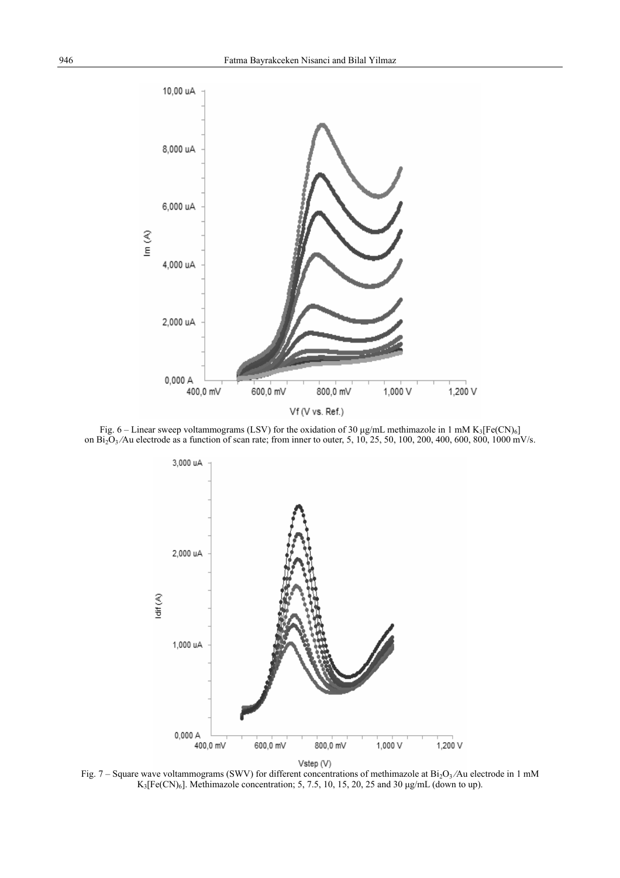10,00 uA
8,000 uA
6,000 uA
4,000 uA
2,000 uA
0,000 A
Im (A)
400,0 mV
600,0 mV
800,0 mV
1,000 V
1,200 V
Vf (V vs. Ref.)

Fig. 6 – Linear sweep voltammograms (LSV) for the oxidation of 30 μg/mL methimazole in 1 mM $K_3[Fe(CN)_6]$ on $Bi_2O_3$/Au electrode as a function of scan rate; from inner to outer, 5, 10, 25, 50, 100, 200, 400, 600, 800, 1000 mV/s.

3,000 uA
2,000 uA
1,000 uA
0,000 A
Idif (A)
400,0 mV
600,0 mV
800,0 mV
1,000 V
1,200 V
Vstep (V)

Fig. 7 – Square wave voltammograms (SWV) for different concentrations of methimazole at $Bi_2O_3$/Au electrode in 1 mM $K_3[Fe(CN)_6]$. Methimazole concentration; 5, 7.5, 10, 15, 20, 25 and 30 μg/mL (down to up).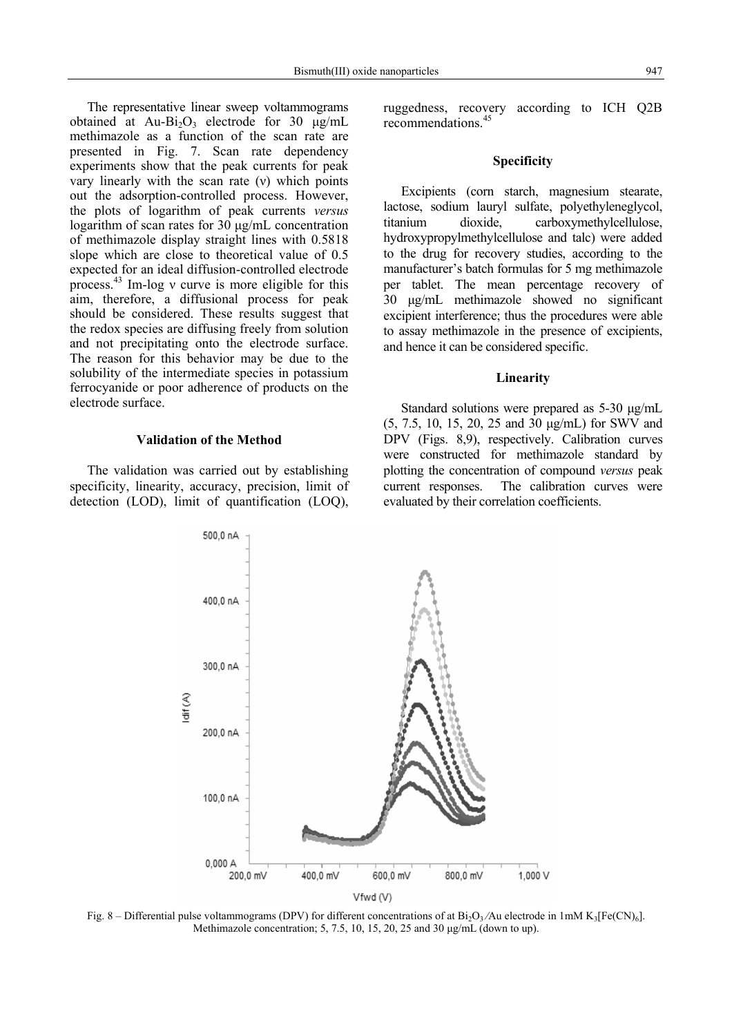The representative linear sweep voltammograms obtained at Au-$Bi_2O_3$ electrode for 30 µg/mL methimazole as a function of the scan rate are presented in Fig. 7. Scan rate dependency experiments show that the peak currents for peak vary linearly with the scan rate (ν) which points out the adsorption-controlled process. However, the plots of logarithm of peak currents *versus* logarithm of scan rates for 30 µg/mL concentration of methimazole display straight lines with 0.5818 slope which are close to theoretical value of 0.5 expected for an ideal diffusion-controlled electrode process.[43] Im-log ν curve is more eligible for this aim, therefore, a diffusional process for peak should be considered. These results suggest that the redox species are diffusing freely from solution and not precipitating onto the electrode surface. The reason for this behavior may be due to the solubility of the intermediate species in potassium ferrocyanide or poor adherence of products on the electrode surface.

### Validation of the Method

The validation was carried out by establishing specificity, linearity, accuracy, precision, limit of detection (LOD), limit of quantification (LOQ), ruggedness, recovery according to ICH Q2B recommendations.[45]

### Specificity

Excipients (corn starch, magnesium stearate, lactose, sodium lauryl sulfate, polyethyleneglycol, titanium dioxide, carboxymethylcellulose, hydroxypropylmethylcellulose and talc) were added to the drug for recovery studies, according to the manufacturer's batch formulas for 5 mg methimazole per tablet. The mean percentage recovery of 30 µg/mL methimazole showed no significant excipient interference; thus the procedures were able to assay methimazole in the presence of excipients, and hence it can be considered specific.

### Linearity

Standard solutions were prepared as 5-30 µg/mL (5, 7.5, 10, 15, 20, 25 and 30 µg/mL) for SWV and DPV (Figs. 8,9), respectively. Calibration curves were constructed for methimazole standard by plotting the concentration of compound *versus* peak current responses. The calibration curves were evaluated by their correlation coefficients.

500,0 nA
400,0 nA
300,0 nA
200,0 nA
100,0 nA
0,000 A
Idif (A)
200,0 mV
400,0 mV
600,0 mV
800,0 mV
1,000 V
Vfwd (V)

Fig. 8 – Differential pulse voltammograms (DPV) for different concentrations of at $Bi_2O_3$/Au electrode in 1mM $K_3[Fe(CN)_6]$. Methimazole concentration; 5, 7.5, 10, 15, 20, 25 and 30 µg/mL (down to up).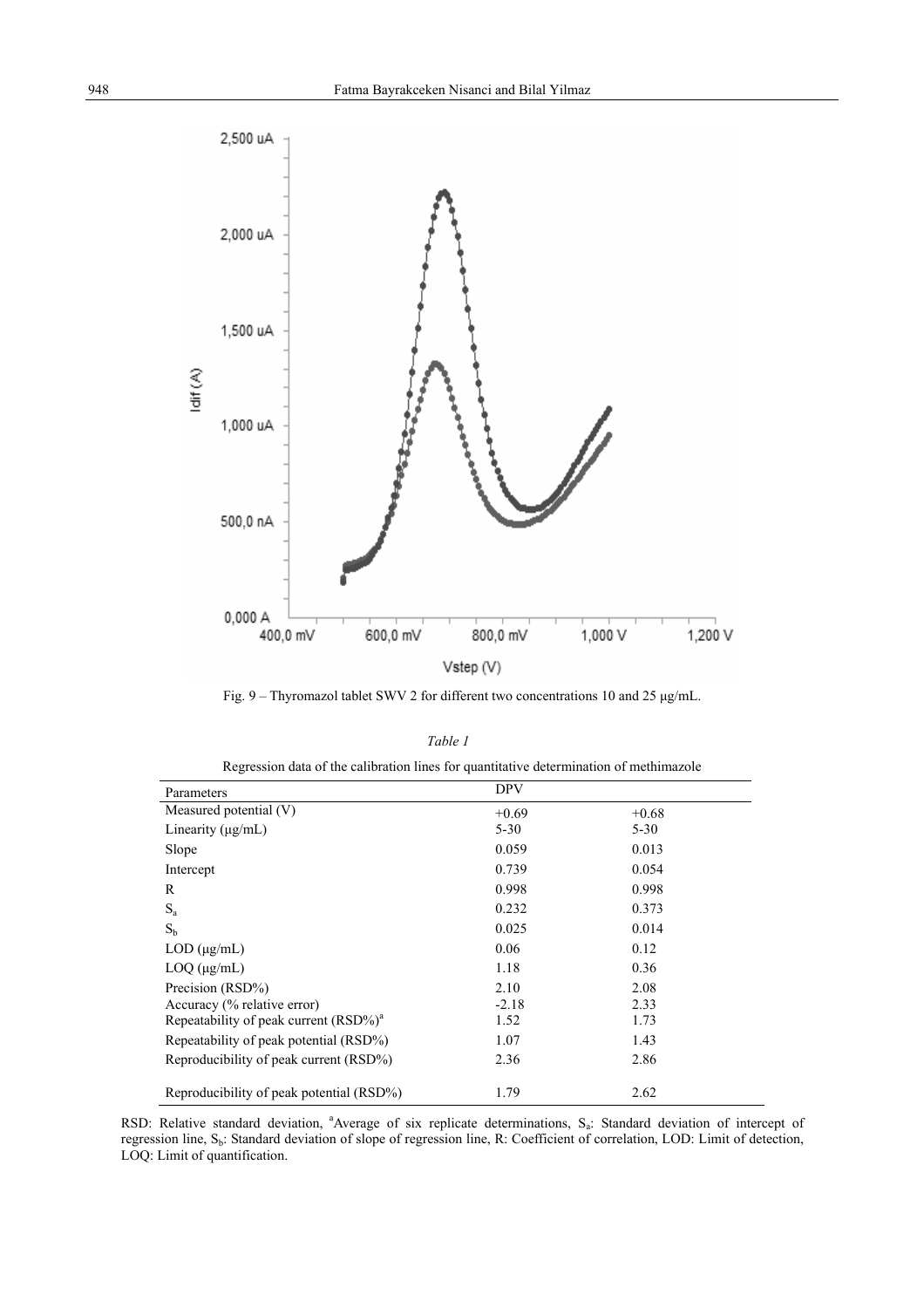2,500 uA
2,000 uA
1,500 uA
1,000 uA
500,0 nA
0,000 A
Idif (A)
400,0 mV
600,0 mV
800,0 mV
1,000 V
1,200 V
Vstep (V)

Fig. 9 – Thyromazol tablet SWV 2 for different two concentrations 10 and 25 µg/mL.

*Table 1*

Regression data of the calibration lines for quantitative determination of methimazole

| Parameters | DPV | |
|---|---|---|
| Measured potential (V) | +0.69 | +0.68 |
| Linearity (µg/mL) | 5-30 | 5-30 |
| Slope | 0.059 | 0.013 |
| Intercept | 0.739 | 0.054 |
| R | 0.998 | 0.998 |
| $S_a$ | 0.232 | 0.373 |
| $S_b$ | 0.025 | 0.014 |
| LOD (µg/mL) | 0.06 | 0.12 |
| LOQ (µg/mL) | 1.18 | 0.36 |
| Precision (RSD%) | 2.10 | 2.08 |
| Accuracy (% relative error) | -2.18 | 2.33 |
| Repeatability of peak current (RSD%)[a] | 1.52 | 1.73 |
| Repeatability of peak potential (RSD%) | 1.07 | 1.43 |
| Reproducibility of peak current (RSD%) | 2.36 | 2.86 |
| Reproducibility of peak potential (RSD%) | 1.79 | 2.62 |

RSD: Relative standard deviation, [a]Average of six replicate determinations, $S_a$: Standard deviation of intercept of regression line, $S_b$: Standard deviation of slope of regression line, R: Coefficient of correlation, LOD: Limit of detection, LOQ: Limit of quantification.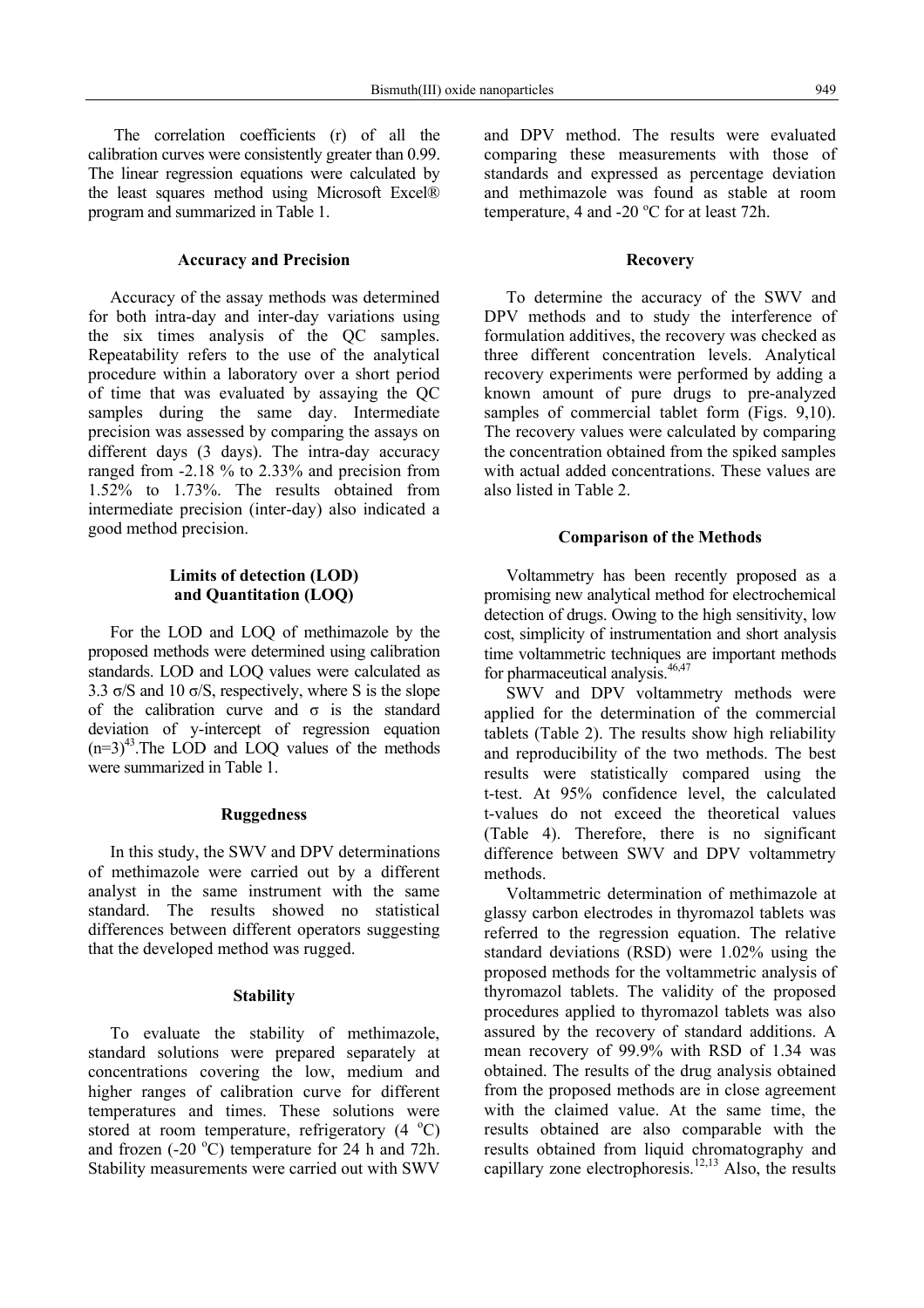The correlation coefficients (r) of all the calibration curves were consistently greater than 0.99. The linear regression equations were calculated by the least squares method using Microsoft Excel® program and summarized in Table 1.

### Accuracy and Precision

Accuracy of the assay methods was determined for both intra-day and inter-day variations using the six times analysis of the QC samples. Repeatability refers to the use of the analytical procedure within a laboratory over a short period of time that was evaluated by assaying the QC samples during the same day. Intermediate precision was assessed by comparing the assays on different days (3 days). The intra-day accuracy ranged from -2.18 % to 2.33% and precision from 1.52% to 1.73%. The results obtained from intermediate precision (inter-day) also indicated a good method precision.

### Limits of detection (LOD) and Quantitation (LOQ)

For the LOD and LOQ of methimazole by the proposed methods were determined using calibration standards. LOD and LOQ values were calculated as 3.3 σ/S and 10 σ/S, respectively, where S is the slope of the calibration curve and σ is the standard deviation of y-intercept of regression equation (n=3)[43].The LOD and LOQ values of the methods were summarized in Table 1.

### Ruggedness

In this study, the SWV and DPV determinations of methimazole were carried out by a different analyst in the same instrument with the same standard. The results showed no statistical differences between different operators suggesting that the developed method was rugged.

### Stability

To evaluate the stability of methimazole, standard solutions were prepared separately at concentrations covering the low, medium and higher ranges of calibration curve for different temperatures and times. These solutions were stored at room temperature, refrigeratory (4 °C) and frozen (-20 °C) temperature for 24 h and 72h. Stability measurements were carried out with SWV and DPV method. The results were evaluated comparing these measurements with those of standards and expressed as percentage deviation and methimazole was found as stable at room temperature, 4 and -20 °C for at least 72h.

### Recovery

To determine the accuracy of the SWV and DPV methods and to study the interference of formulation additives, the recovery was checked as three different concentration levels. Analytical recovery experiments were performed by adding a known amount of pure drugs to pre-analyzed samples of commercial tablet form (Figs. 9,10). The recovery values were calculated by comparing the concentration obtained from the spiked samples with actual added concentrations. These values are also listed in Table 2.

### Comparison of the Methods

Voltammetry has been recently proposed as a promising new analytical method for electrochemical detection of drugs. Owing to the high sensitivity, low cost, simplicity of instrumentation and short analysis time voltammetric techniques are important methods for pharmaceutical analysis.[46,47]

SWV and DPV voltammetry methods were applied for the determination of the commercial tablets (Table 2). The results show high reliability and reproducibility of the two methods. The best results were statistically compared using the t-test. At 95% confidence level, the calculated t-values do not exceed the theoretical values (Table 4). Therefore, there is no significant difference between SWV and DPV voltammetry methods.

Voltammetric determination of methimazole at glassy carbon electrodes in thyromazol tablets was referred to the regression equation. The relative standard deviations (RSD) were 1.02% using the proposed methods for the voltammetric analysis of thyromazol tablets. The validity of the proposed procedures applied to thyromazol tablets was also assured by the recovery of standard additions. A mean recovery of 99.9% with RSD of 1.34 was obtained. The results of the drug analysis obtained from the proposed methods are in close agreement with the claimed value. At the same time, the results obtained are also comparable with the results obtained from liquid chromatography and capillary zone electrophoresis.[12,13] Also, the results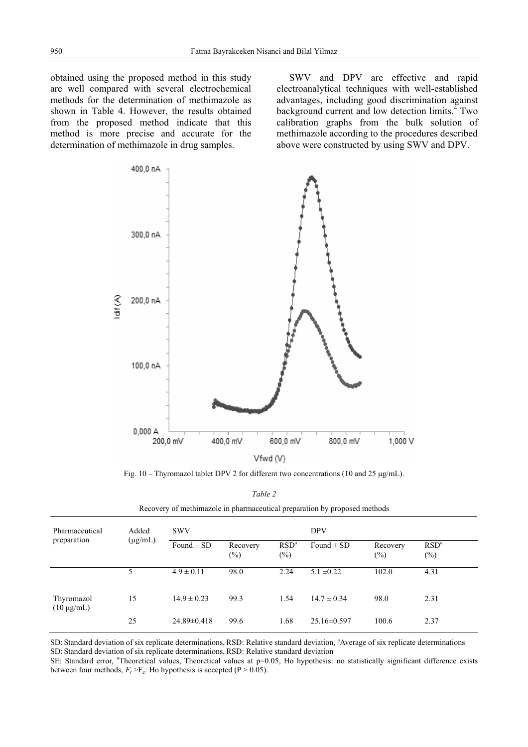obtained using the proposed method in this study are well compared with several electrochemical methods for the determination of methimazole as shown in Table 4. However, the results obtained from the proposed method indicate that this method is more precise and accurate for the determination of methimazole in drug samples.

SWV and DPV are effective and rapid electroanalytical techniques with well-established advantages, including good discrimination against background current and low detection limits.[4] Two calibration graphs from the bulk solution of methimazole according to the procedures described above were constructed by using SWV and DPV.

400,0 nA
300,0 nA
200,0 nA
100,0 nA
0,000 A
Idif (A)
200,0 mV
400,0 mV
600,0 mV
800,0 mV
1,000 V
Vfwd (V)

Fig. 10 – Thyromazol tablet DPV 2 for different two concentrations (10 and 25 μg/mL).

*Table 2*

Recovery of methimazole in pharmaceutical preparation by proposed methods

| Pharmaceutical preparation | Added (μg/mL) | SWV | | | DPV | | |
|---|---|---|---|---|---|---|---|
| | | Found ± SD | Recovery (%) | RSD[a] (%) | Found ± SD | Recovery (%) | RSD[a] (%) |
| | 5 | 4.9 ± 0.11 | 98.0 | 2.24 | 5.1 ±0.22 | 102.0 | 4.31 |
| Thyromazol (10 μg/mL) | 15 | 14.9 ± 0.23 | 99.3 | 1.54 | 14.7 ± 0.34 | 98.0 | 2.31 |
| | 25 | 24.89±0.418 | 99.6 | 1.68 | 25.16±0.597 | 100.6 | 2.37 |

SD: Standard deviation of six replicate determinations, RSD: Relative standard deviation, [a]Average of six replicate determinations
SD: Standard deviation of six replicate determinations, RSD: Relative standard deviation
SE: Standard error, [a]Theoretical values, Theoretical values at p=0.05, Ho hypothesis: no statistically significant difference exists between four methods, $F_t > F_c$: Ho hypothesis is accepted (P > 0.05).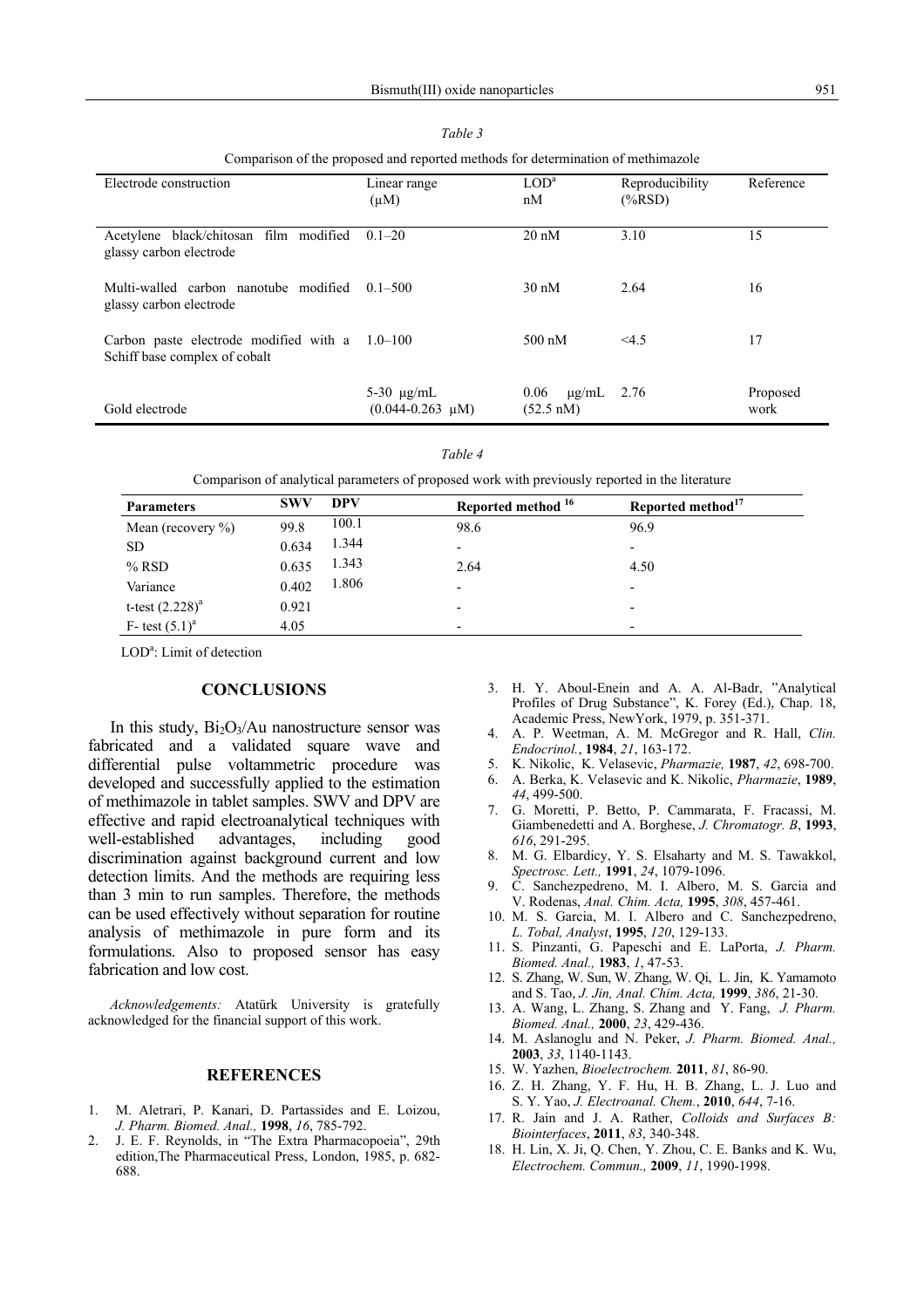*Table 3*

Comparison of the proposed and reported methods for determination of methimazole

| Electrode construction | Linear range (μM) | LOD[a] nM | Reproducibility (%RSD) | Reference |
|---|---|---|---|---|
| Acetylene black/chitosan film modified glassy carbon electrode | 0.1–20 | 20 nM | 3.10 | 15 |
| Multi-walled carbon nanotube modified glassy carbon electrode | 0.1–500 | 30 nM | 2.64 | 16 |
| Carbon paste electrode modified with a Schiff base complex of cobalt | 1.0–100 | 500 nM | <4.5 | 17 |
| Gold electrode | 5-30 μg/mL (0.044-0.263 μM) | 0.06 μg/mL (52.5 nM) | 2.76 | Proposed work |

*Table 4*

Comparison of analytical parameters of proposed work with previously reported in the literature

| Parameters | SWV | DPV | Reported method [16] | Reported method[17] |
|---|---|---|---|---|
| Mean (recovery %) | 99.8 | 100.1 | 98.6 | 96.9 |
| SD | 0.634 | 1.344 | - | - |
| % RSD | 0.635 | 1.343 | 2.64 | 4.50 |
| Variance | 0.402 | 1.806 | - | - |
| t-test (2.228)[a] | 0.921 | | - | - |
| F- test (5.1)[a] | 4.05 | | - | - |

LOD[a]: Limit of detection

## CONCLUSIONS

In this study, $Bi_2O_3$/Au nanostructure sensor was fabricated and a validated square wave and differential pulse voltammetric procedure was developed and successfully applied to the estimation of methimazole in tablet samples. SWV and DPV are effective and rapid electroanalytical techniques with well-established advantages, including good discrimination against background current and low detection limits. And the methods are requiring less than 3 min to run samples. Therefore, the methods can be used effectively without separation for routine analysis of methimazole in pure form and its formulations. Also to proposed sensor has easy fabrication and low cost.

*Acknowledgements:* Atatürk University is gratefully acknowledged for the financial support of this work.

## REFERENCES

1. M. Aletrari, P. Kanari, D. Partassides and E. Loizou, *J. Pharm. Biomed. Anal.,* **1998**, *16*, 785-792.
2. J. E. F. Reynolds, in "The Extra Pharmacopoeia", 29th edition,The Pharmaceutical Press, London, 1985, p. 682-688.
3. H. Y. Aboul-Enein and A. A. Al-Badr, "Analytical Profiles of Drug Substance", K. Forey (Ed.), Chap. 18, Academic Press, NewYork, 1979, p. 351-371.
4. A. P. Weetman, A. M. McGregor and R. Hall, *Clin. Endocrinol.*, **1984**, *21*, 163-172.
5. K. Nikolic, K. Velasevic, *Pharmazie,* **1987**, *42*, 698-700.
6. A. Berka, K. Velasevic and K. Nikolic, *Pharmazie*, **1989**, *44*, 499-500.
7. G. Moretti, P. Betto, P. Cammarata, F. Fracassi, M. Giambenedetti and A. Borghese, *J. Chromatogr. B*, **1993**, *616*, 291-295.
8. M. G. Elbardicy, Y. S. Elsaharty and M. S. Tawakkol, *Spectrosc. Lett.,* **1991**, *24*, 1079-1096.
9. C. Sanchezpedreno, M. I. Albero, M. S. Garcia and V. Rodenas, *Anal. Chim. Acta,* **1995**, *308*, 457-461.
10. M. S. Garcia, M. I. Albero and C. Sanchezpedreno, *L. Tobal, Analyst*, **1995**, *120*, 129-133.
11. S. Pinzanti, G. Papeschi and E. LaPorta, *J. Pharm. Biomed. Anal.,* **1983**, *1*, 47-53.
12. S. Zhang, W. Sun, W. Zhang, W. Qi, L. Jin, K. Yamamoto and S. Tao, *J. Jin, Anal. Chim. Acta,* **1999**, *386*, 21-30.
13. A. Wang, L. Zhang, S. Zhang and Y. Fang, *J. Pharm. Biomed. Anal.,* **2000**, *23*, 429-436.
14. M. Aslanoglu and N. Peker, *J. Pharm. Biomed. Anal.,* **2003**, *33*, 1140-1143.
15. W. Yazhen, *Bioelectrochem.* **2011**, *81*, 86-90.
16. Z. H. Zhang, Y. F. Hu, H. B. Zhang, L. J. Luo and S. Y. Yao, *J. Electroanal. Chem.*, **2010**, *644*, 7-16.
17. R. Jain and J. A. Rather, *Colloids and Surfaces B: Biointerfaces*, **2011**, *83*, 340-348.
18. H. Lin, X. Ji, Q. Chen, Y. Zhou, C. E. Banks and K. Wu, *Electrochem. Commun.,* **2009**, *11*, 1990-1998.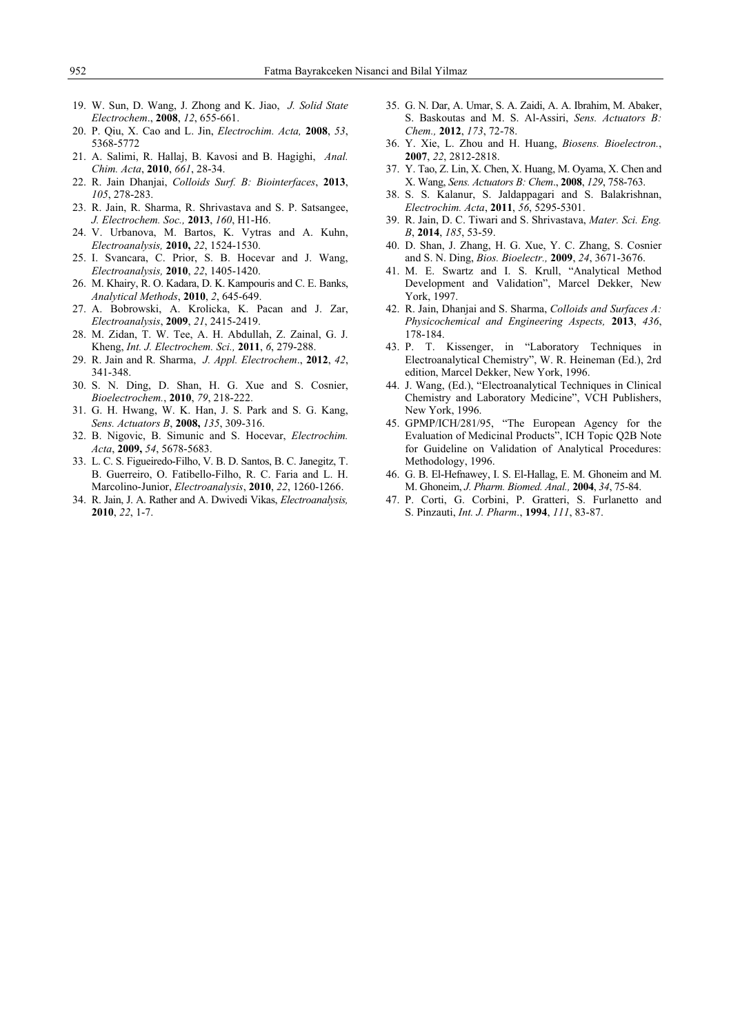19. W. Sun, D. Wang, J. Zhong and K. Jiao, *J. Solid State Electrochem*., **2008**, *12*, 655-661.
20. P. Qiu, X. Cao and L. Jin, *Electrochim. Acta,* **2008**, *53*, 5368-5772
21. A. Salimi, R. Hallaj, B. Kavosi and B. Hagighi, *Anal. Chim. Acta*, **2010**, *661*, 28-34.
22. R. Jain Dhanjai, *Colloids Surf. B: Biointerfaces*, **2013**, *105*, 278-283.
23. R. Jain, R. Sharma, R. Shrivastava and S. P. Satsangee, *J. Electrochem. Soc.,* **2013**, *160*, H1-H6.
24. V. Urbanova, M. Bartos, K. Vytras and A. Kuhn, *Electroanalysis,* **2010,** *22*, 1524-1530.
25. I. Svancara, C. Prior, S. B. Hocevar and J. Wang, *Electroanalysis,* **2010**, *22*, 1405-1420.
26. M. Khairy, R. O. Kadara, D. K. Kampouris and C. E. Banks, *Analytical Methods*, **2010**, *2*, 645-649.
27. A. Bobrowski, A. Krolicka, K. Pacan and J. Zar, *Electroanalysis*, **2009**, *21*, 2415-2419.
28. M. Zidan, T. W. Tee, A. H. Abdullah, Z. Zainal, G. J. Kheng, *Int. J. Electrochem. Sci.,* **2011**, *6*, 279-288.
29. R. Jain and R. Sharma, *J. Appl. Electrochem*., **2012**, *42*, 341-348.
30. S. N. Ding, D. Shan, H. G. Xue and S. Cosnier, *Bioelectrochem.*, **2010**, *79*, 218-222.
31. G. H. Hwang, W. K. Han, J. S. Park and S. G. Kang, *Sens. Actuators B*, **2008,** *135*, 309-316.
32. B. Nigovic, B. Simunic and S. Hocevar, *Electrochim. Acta*, **2009,** *54*, 5678-5683.
33. L. C. S. Figueiredo-Filho, V. B. D. Santos, B. C. Janegitz, T. B. Guerreiro, O. Fatibello-Filho, R. C. Faria and L. H. Marcolino-Junior, *Electroanalysis*, **2010**, *22*, 1260-1266.
34. R. Jain, J. A. Rather and A. Dwivedi Vikas, *Electroanalysis,* **2010**, *22*, 1-7.
35. G. N. Dar, A. Umar, S. A. Zaidi, A. A. Ibrahim, M. Abaker, S. Baskoutas and M. S. Al-Assiri, *Sens. Actuators B: Chem.,* **2012**, *173*, 72-78.
36. Y. Xie, L. Zhou and H. Huang, *Biosens. Bioelectron.*, **2007**, *22*, 2812-2818.
37. Y. Tao, Z. Lin, X. Chen, X. Huang, M. Oyama, X. Chen and X. Wang, *Sens. Actuators B: Chem*., **2008**, *129*, 758-763.
38. S. S. Kalanur, S. Jaldappagari and S. Balakrishnan, *Electrochim. Acta*, **2011**, *56*, 5295-5301.
39. R. Jain, D. C. Tiwari and S. Shrivastava, *Mater. Sci. Eng. B*, **2014**, *185*, 53-59.
40. D. Shan, J. Zhang, H. G. Xue, Y. C. Zhang, S. Cosnier and S. N. Ding, *Bios. Bioelectr.,* **2009**, *24*, 3671-3676.
41. M. E. Swartz and I. S. Krull, "Analytical Method Development and Validation", Marcel Dekker, New York, 1997.
42. R. Jain, Dhanjai and S. Sharma, *Colloids and Surfaces A: Physicochemical and Engineering Aspects,* **2013**, *436*, 178-184.
43. P. T. Kissenger, in "Laboratory Techniques in Electroanalytical Chemistry", W. R. Heineman (Ed.), 2rd edition, Marcel Dekker, New York, 1996.
44. J. Wang, (Ed.), "Electroanalytical Techniques in Clinical Chemistry and Laboratory Medicine", VCH Publishers, New York, 1996.
45. GPMP/ICH/281/95, "The European Agency for the Evaluation of Medicinal Products", ICH Topic Q2B Note for Guideline on Validation of Analytical Procedures: Methodology, 1996.
46. G. B. El-Hefnawey, I. S. El-Hallag, E. M. Ghoneim and M. M. Ghoneim, *J. Pharm. Biomed. Anal.,* **2004**, *34*, 75-84.
47. P. Corti, G. Corbini, P. Gratteri, S. Furlanetto and S. Pinzauti, *Int. J. Pharm*., **1994**, *111*, 83-87.